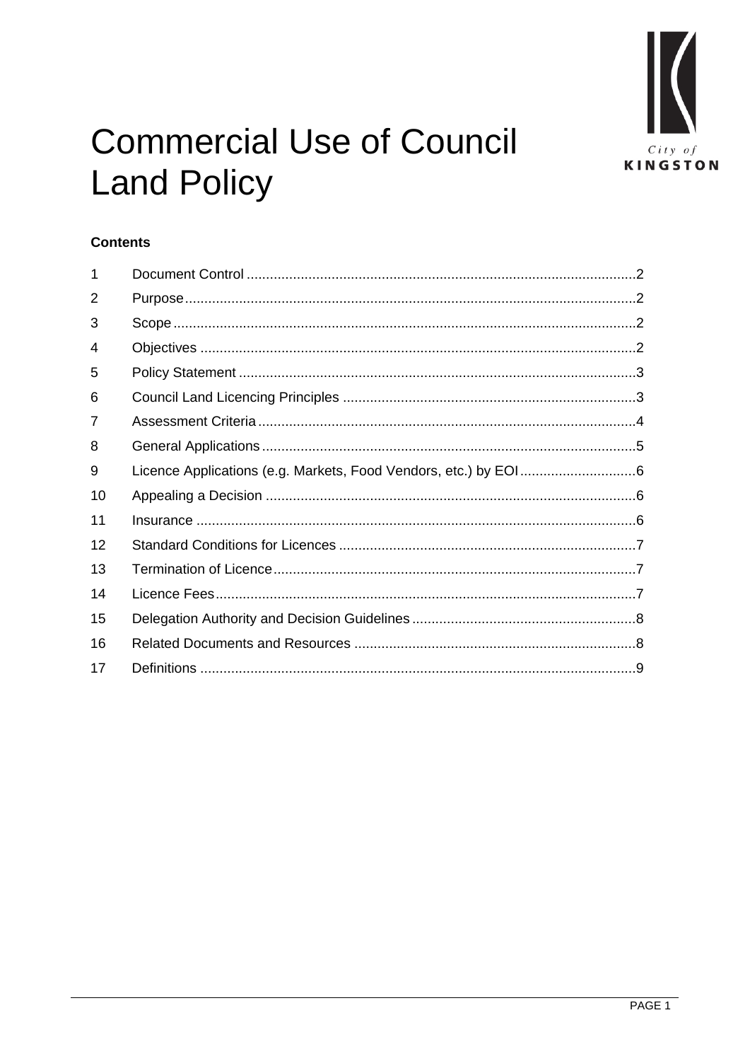# Commercial Use of Council Land Policy

City of KINGSTON

**Contents**

| | | |
|---|---|---|
| 1 | Document Control | 2 |
| 2 | Purpose | 2 |
| 3 | Scope | 2 |
| 4 | Objectives | 2 |
| 5 | Policy Statement | 3 |
| 6 | Council Land Licencing Principles | 3 |
| 7 | Assessment Criteria | 4 |
| 8 | General Applications | 5 |
| 9 | Licence Applications (e.g. Markets, Food Vendors, etc.) by EOI | 6 |
| 10 | Appealing a Decision | 6 |
| 11 | Insurance | 6 |
| 12 | Standard Conditions for Licences | 7 |
| 13 | Termination of Licence | 7 |
| 14 | Licence Fees | 7 |
| 15 | Delegation Authority and Decision Guidelines | 8 |
| 16 | Related Documents and Resources | 8 |
| 17 | Definitions | 9 |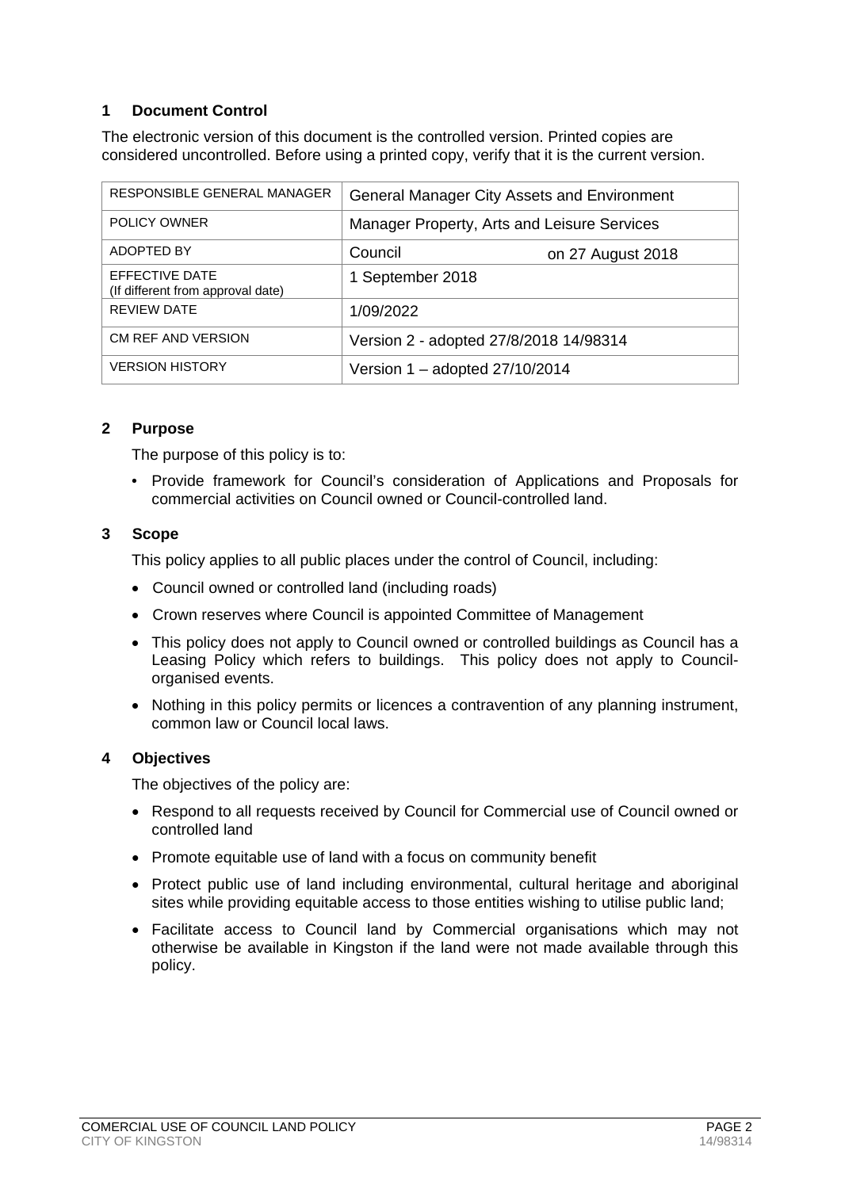## 1 Document Control

The electronic version of this document is the controlled version. Printed copies are considered uncontrolled. Before using a printed copy, verify that it is the current version.

| | |
|---|---|
| RESPONSIBLE GENERAL MANAGER | General Manager City Assets and Environment |
| POLICY OWNER | Manager Property, Arts and Leisure Services |
| ADOPTED BY | Council on 27 August 2018 |
| EFFECTIVE DATE (If different from approval date) | 1 September 2018 |
| REVIEW DATE | 1/09/2022 |
| CM REF AND VERSION | Version 2 - adopted 27/8/2018 14/98314 |
| VERSION HISTORY | Version 1 – adopted 27/10/2014 |

## 2 Purpose

The purpose of this policy is to:

- Provide framework for Council's consideration of Applications and Proposals for commercial activities on Council owned or Council-controlled land.

## 3 Scope

This policy applies to all public places under the control of Council, including:

- Council owned or controlled land (including roads)
- Crown reserves where Council is appointed Committee of Management
- This policy does not apply to Council owned or controlled buildings as Council has a Leasing Policy which refers to buildings. This policy does not apply to Council-organised events.
- Nothing in this policy permits or licences a contravention of any planning instrument, common law or Council local laws.

## 4 Objectives

The objectives of the policy are:

- Respond to all requests received by Council for Commercial use of Council owned or controlled land
- Promote equitable use of land with a focus on community benefit
- Protect public use of land including environmental, cultural heritage and aboriginal sites while providing equitable access to those entities wishing to utilise public land;
- Facilitate access to Council land by Commercial organisations which may not otherwise be available in Kingston if the land were not made available through this policy.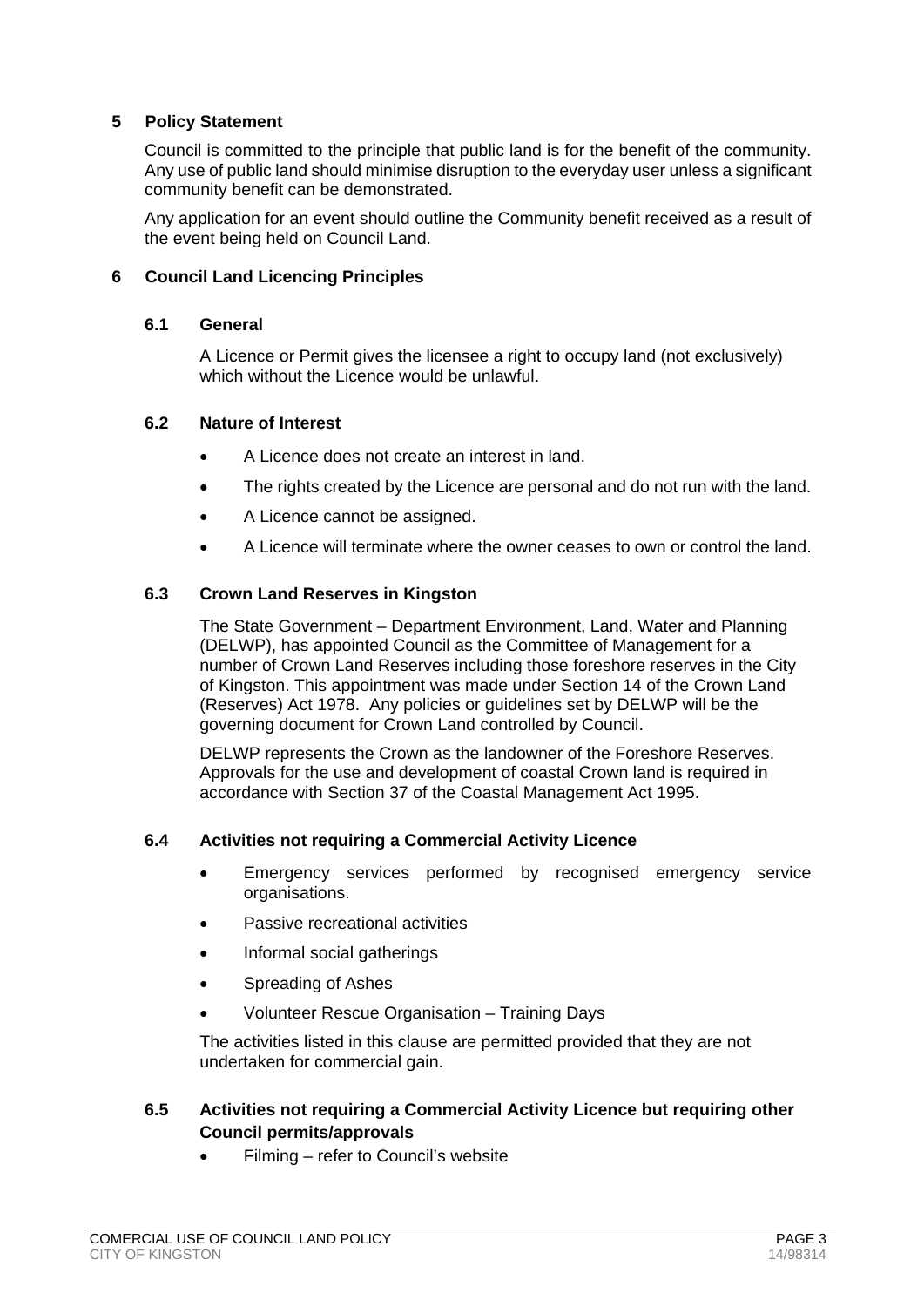## 5 Policy Statement

Council is committed to the principle that public land is for the benefit of the community. Any use of public land should minimise disruption to the everyday user unless a significant community benefit can be demonstrated.

Any application for an event should outline the Community benefit received as a result of the event being held on Council Land.

## 6 Council Land Licencing Principles

### 6.1 General

A Licence or Permit gives the licensee a right to occupy land (not exclusively) which without the Licence would be unlawful.

### 6.2 Nature of Interest

- A Licence does not create an interest in land.
- The rights created by the Licence are personal and do not run with the land.
- A Licence cannot be assigned.
- A Licence will terminate where the owner ceases to own or control the land.

### 6.3 Crown Land Reserves in Kingston

The State Government – Department Environment, Land, Water and Planning (DELWP), has appointed Council as the Committee of Management for a number of Crown Land Reserves including those foreshore reserves in the City of Kingston. This appointment was made under Section 14 of the Crown Land (Reserves) Act 1978. Any policies or guidelines set by DELWP will be the governing document for Crown Land controlled by Council.

DELWP represents the Crown as the landowner of the Foreshore Reserves. Approvals for the use and development of coastal Crown land is required in accordance with Section 37 of the Coastal Management Act 1995.

### 6.4 Activities not requiring a Commercial Activity Licence

- Emergency services performed by recognised emergency service organisations.
- Passive recreational activities
- Informal social gatherings
- Spreading of Ashes
- Volunteer Rescue Organisation – Training Days

The activities listed in this clause are permitted provided that they are not undertaken for commercial gain.

### 6.5 Activities not requiring a Commercial Activity Licence but requiring other Council permits/approvals

- Filming – refer to Council's website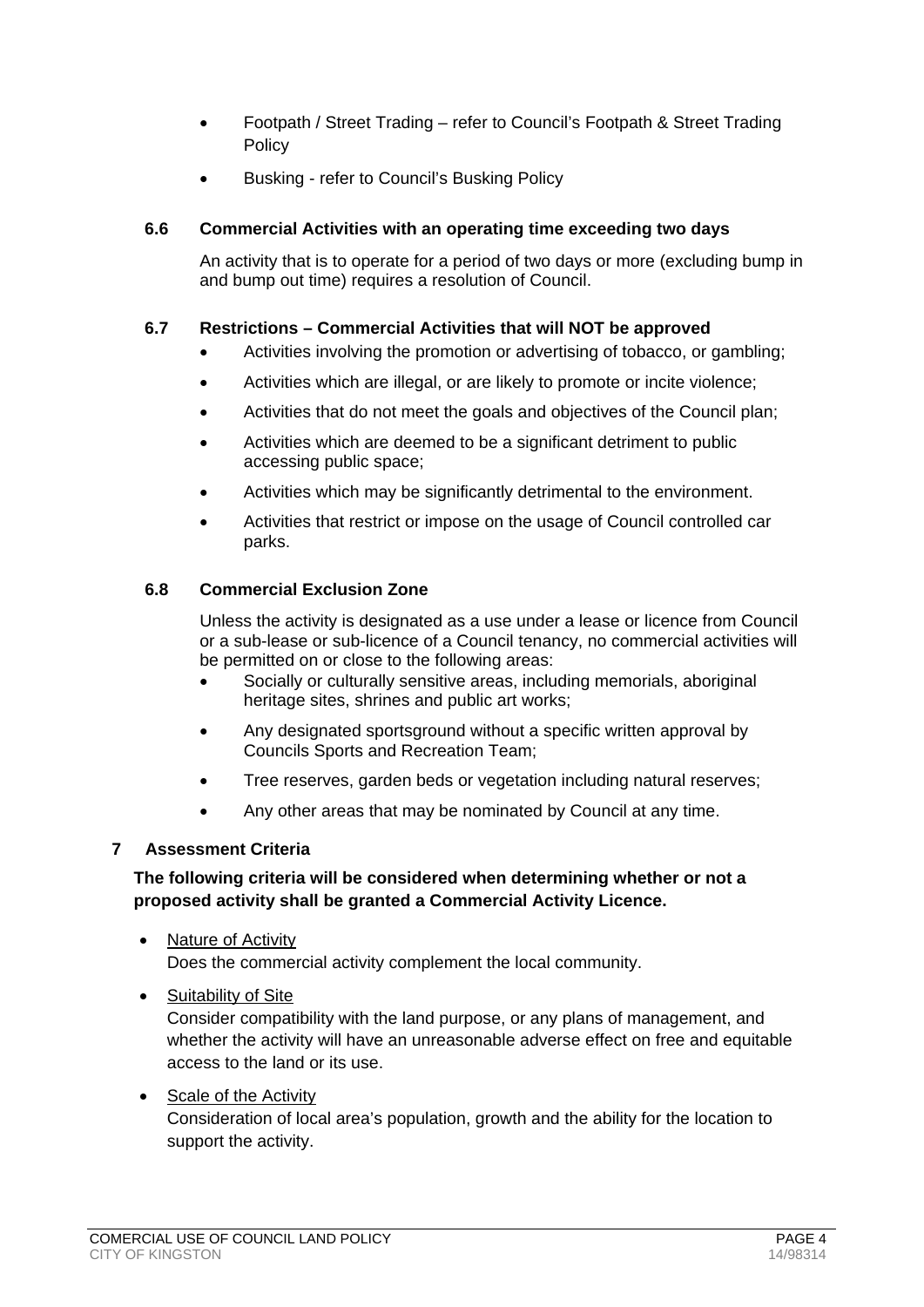- Footpath / Street Trading – refer to Council's Footpath & Street Trading Policy
- Busking - refer to Council's Busking Policy

### 6.6 Commercial Activities with an operating time exceeding two days

An activity that is to operate for a period of two days or more (excluding bump in and bump out time) requires a resolution of Council.

### 6.7 Restrictions – Commercial Activities that will NOT be approved

- Activities involving the promotion or advertising of tobacco, or gambling;
- Activities which are illegal, or are likely to promote or incite violence;
- Activities that do not meet the goals and objectives of the Council plan;
- Activities which are deemed to be a significant detriment to public accessing public space;
- Activities which may be significantly detrimental to the environment.
- Activities that restrict or impose on the usage of Council controlled car parks.

### 6.8 Commercial Exclusion Zone

Unless the activity is designated as a use under a lease or licence from Council or a sub-lease or sub-licence of a Council tenancy, no commercial activities will be permitted on or close to the following areas:

- Socially or culturally sensitive areas, including memorials, aboriginal heritage sites, shrines and public art works;
- Any designated sportsground without a specific written approval by Councils Sports and Recreation Team;
- Tree reserves, garden beds or vegetation including natural reserves;
- Any other areas that may be nominated by Council at any time.

## 7 Assessment Criteria

**The following criteria will be considered when determining whether or not a proposed activity shall be granted a Commercial Activity Licence.**

- Nature of Activity
  Does the commercial activity complement the local community.
- Suitability of Site
  Consider compatibility with the land purpose, or any plans of management, and whether the activity will have an unreasonable adverse effect on free and equitable access to the land or its use.
- Scale of the Activity
  Consideration of local area's population, growth and the ability for the location to support the activity.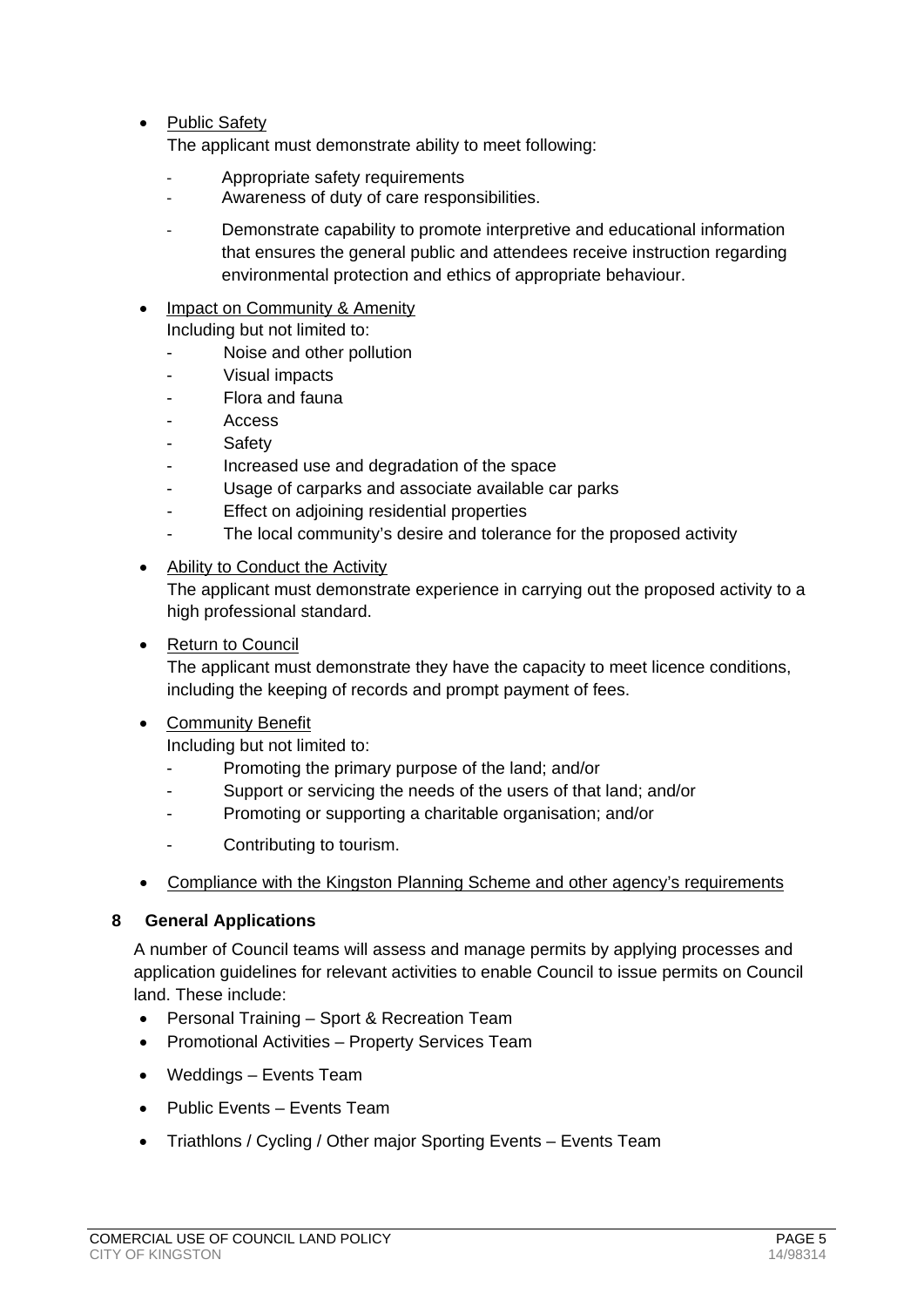- Public Safety
  The applicant must demonstrate ability to meet following:
  - Appropriate safety requirements
  - Awareness of duty of care responsibilities.
  - Demonstrate capability to promote interpretive and educational information that ensures the general public and attendees receive instruction regarding environmental protection and ethics of appropriate behaviour.

- Impact on Community & Amenity
  Including but not limited to:
  - Noise and other pollution
  - Visual impacts
  - Flora and fauna
  - Access
  - Safety
  - Increased use and degradation of the space
  - Usage of carparks and associate available car parks
  - Effect on adjoining residential properties
  - The local community's desire and tolerance for the proposed activity

- Ability to Conduct the Activity
  The applicant must demonstrate experience in carrying out the proposed activity to a high professional standard.

- Return to Council
  The applicant must demonstrate they have the capacity to meet licence conditions, including the keeping of records and prompt payment of fees.

- Community Benefit
  Including but not limited to:
  - Promoting the primary purpose of the land; and/or
  - Support or servicing the needs of the users of that land; and/or
  - Promoting or supporting a charitable organisation; and/or
  - Contributing to tourism.

- Compliance with the Kingston Planning Scheme and other agency's requirements

## 8 General Applications

A number of Council teams will assess and manage permits by applying processes and application guidelines for relevant activities to enable Council to issue permits on Council land. These include:

- Personal Training – Sport & Recreation Team
- Promotional Activities – Property Services Team
- Weddings – Events Team
- Public Events – Events Team
- Triathlons / Cycling / Other major Sporting Events – Events Team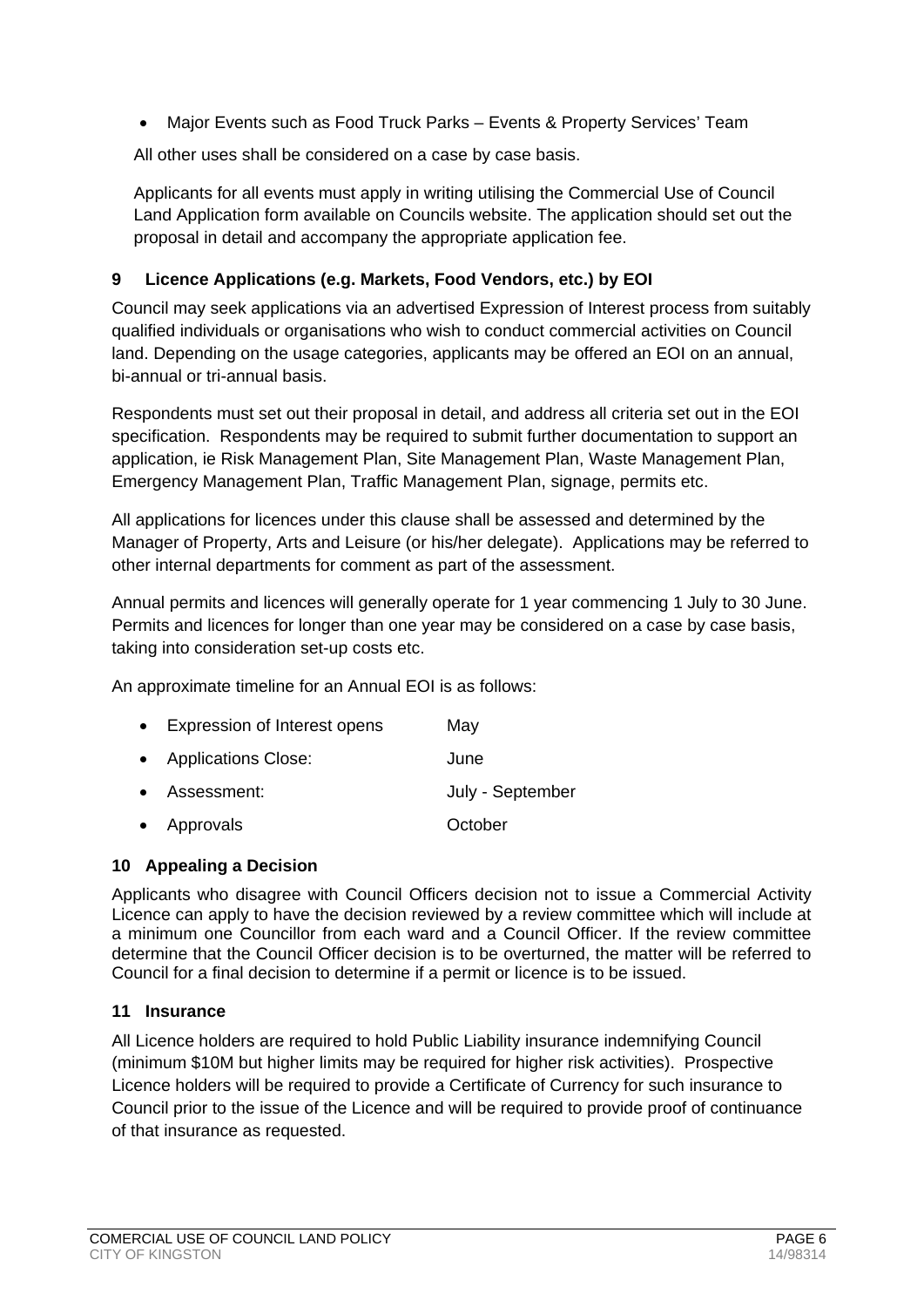- Major Events such as Food Truck Parks – Events & Property Services' Team

All other uses shall be considered on a case by case basis.

Applicants for all events must apply in writing utilising the Commercial Use of Council Land Application form available on Councils website. The application should set out the proposal in detail and accompany the appropriate application fee.

## 9 Licence Applications (e.g. Markets, Food Vendors, etc.) by EOI

Council may seek applications via an advertised Expression of Interest process from suitably qualified individuals or organisations who wish to conduct commercial activities on Council land. Depending on the usage categories, applicants may be offered an EOI on an annual, bi-annual or tri-annual basis.

Respondents must set out their proposal in detail, and address all criteria set out in the EOI specification. Respondents may be required to submit further documentation to support an application, ie Risk Management Plan, Site Management Plan, Waste Management Plan, Emergency Management Plan, Traffic Management Plan, signage, permits etc.

All applications for licences under this clause shall be assessed and determined by the Manager of Property, Arts and Leisure (or his/her delegate). Applications may be referred to other internal departments for comment as part of the assessment.

Annual permits and licences will generally operate for 1 year commencing 1 July to 30 June. Permits and licences for longer than one year may be considered on a case by case basis, taking into consideration set-up costs etc.

An approximate timeline for an Annual EOI is as follows:

- Expression of Interest opens — May
- Applications Close: — June
- Assessment: — July - September
- Approvals — October

## 10 Appealing a Decision

Applicants who disagree with Council Officers decision not to issue a Commercial Activity Licence can apply to have the decision reviewed by a review committee which will include at a minimum one Councillor from each ward and a Council Officer. If the review committee determine that the Council Officer decision is to be overturned, the matter will be referred to Council for a final decision to determine if a permit or licence is to be issued.

## 11 Insurance

All Licence holders are required to hold Public Liability insurance indemnifying Council (minimum $10M but higher limits may be required for higher risk activities). Prospective Licence holders will be required to provide a Certificate of Currency for such insurance to Council prior to the issue of the Licence and will be required to provide proof of continuance of that insurance as requested.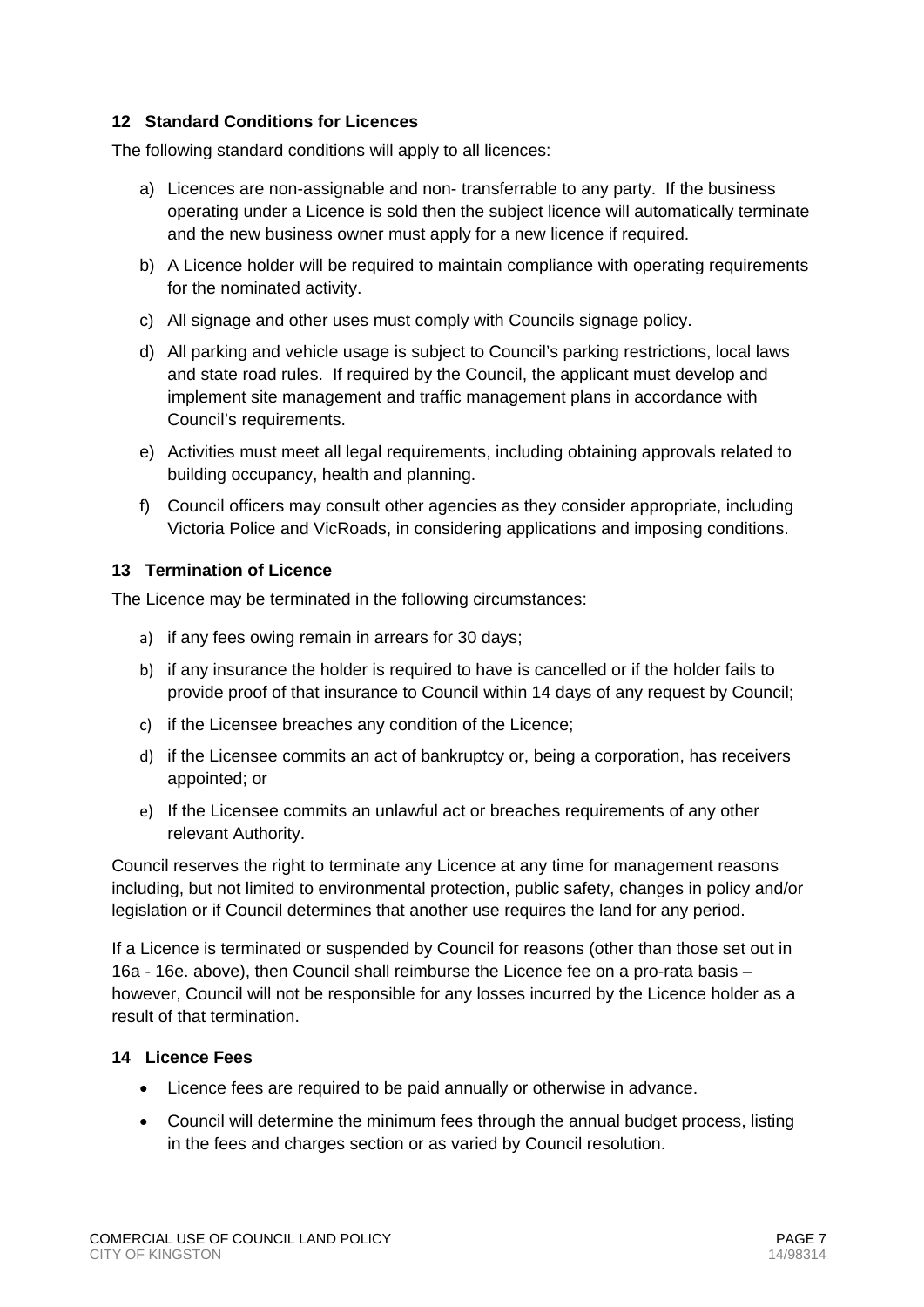## 12 Standard Conditions for Licences

The following standard conditions will apply to all licences:

a) Licences are non-assignable and non- transferrable to any party. If the business operating under a Licence is sold then the subject licence will automatically terminate and the new business owner must apply for a new licence if required.

b) A Licence holder will be required to maintain compliance with operating requirements for the nominated activity.

c) All signage and other uses must comply with Councils signage policy.

d) All parking and vehicle usage is subject to Council's parking restrictions, local laws and state road rules. If required by the Council, the applicant must develop and implement site management and traffic management plans in accordance with Council's requirements.

e) Activities must meet all legal requirements, including obtaining approvals related to building occupancy, health and planning.

f) Council officers may consult other agencies as they consider appropriate, including Victoria Police and VicRoads, in considering applications and imposing conditions.

## 13 Termination of Licence

The Licence may be terminated in the following circumstances:

a) if any fees owing remain in arrears for 30 days;

b) if any insurance the holder is required to have is cancelled or if the holder fails to provide proof of that insurance to Council within 14 days of any request by Council;

c) if the Licensee breaches any condition of the Licence;

d) if the Licensee commits an act of bankruptcy or, being a corporation, has receivers appointed; or

e) If the Licensee commits an unlawful act or breaches requirements of any other relevant Authority.

Council reserves the right to terminate any Licence at any time for management reasons including, but not limited to environmental protection, public safety, changes in policy and/or legislation or if Council determines that another use requires the land for any period.

If a Licence is terminated or suspended by Council for reasons (other than those set out in 16a - 16e. above), then Council shall reimburse the Licence fee on a pro-rata basis – however, Council will not be responsible for any losses incurred by the Licence holder as a result of that termination.

## 14 Licence Fees

- Licence fees are required to be paid annually or otherwise in advance.
- Council will determine the minimum fees through the annual budget process, listing in the fees and charges section or as varied by Council resolution.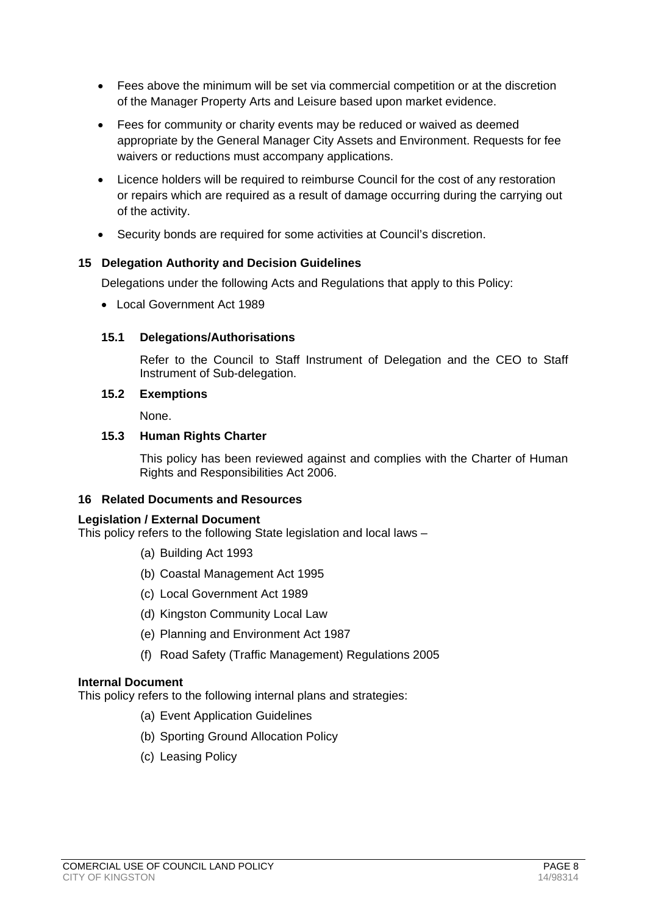- Fees above the minimum will be set via commercial competition or at the discretion of the Manager Property Arts and Leisure based upon market evidence.
- Fees for community or charity events may be reduced or waived as deemed appropriate by the General Manager City Assets and Environment. Requests for fee waivers or reductions must accompany applications.
- Licence holders will be required to reimburse Council for the cost of any restoration or repairs which are required as a result of damage occurring during the carrying out of the activity.
- Security bonds are required for some activities at Council's discretion.

## 15 Delegation Authority and Decision Guidelines

Delegations under the following Acts and Regulations that apply to this Policy:

- Local Government Act 1989

### 15.1 Delegations/Authorisations

Refer to the Council to Staff Instrument of Delegation and the CEO to Staff Instrument of Sub-delegation.

### 15.2 Exemptions

None.

### 15.3 Human Rights Charter

This policy has been reviewed against and complies with the Charter of Human Rights and Responsibilities Act 2006.

## 16 Related Documents and Resources

**Legislation / External Document**

This policy refers to the following State legislation and local laws –

(a) Building Act 1993

(b) Coastal Management Act 1995

(c) Local Government Act 1989

(d) Kingston Community Local Law

(e) Planning and Environment Act 1987

(f) Road Safety (Traffic Management) Regulations 2005

**Internal Document**

This policy refers to the following internal plans and strategies:

(a) Event Application Guidelines

(b) Sporting Ground Allocation Policy

(c) Leasing Policy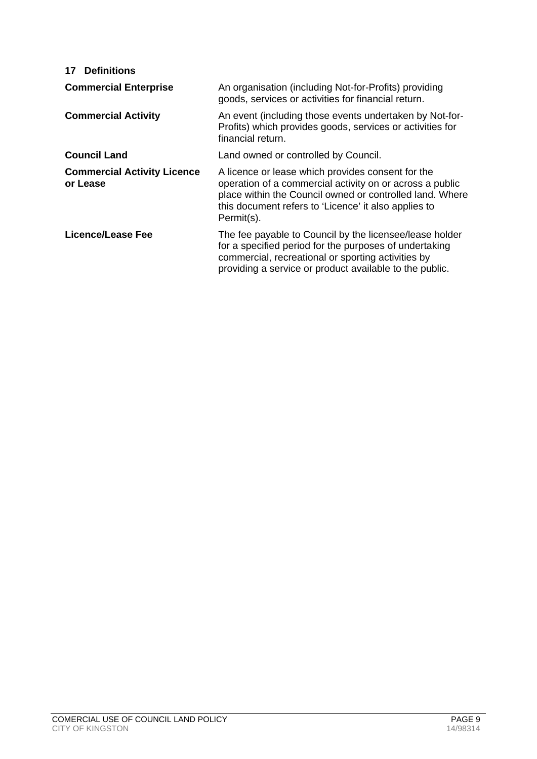## 17 Definitions

| | |
|---|---|
| **Commercial Enterprise** | An organisation (including Not-for-Profits) providing goods, services or activities for financial return. |
| **Commercial Activity** | An event (including those events undertaken by Not-for-Profits) which provides goods, services or activities for financial return. |
| **Council Land** | Land owned or controlled by Council. |
| **Commercial Activity Licence or Lease** | A licence or lease which provides consent for the operation of a commercial activity on or across a public place within the Council owned or controlled land. Where this document refers to 'Licence' it also applies to Permit(s). |
| **Licence/Lease Fee** | The fee payable to Council by the licensee/lease holder for a specified period for the purposes of undertaking commercial, recreational or sporting activities by providing a service or product available to the public. |